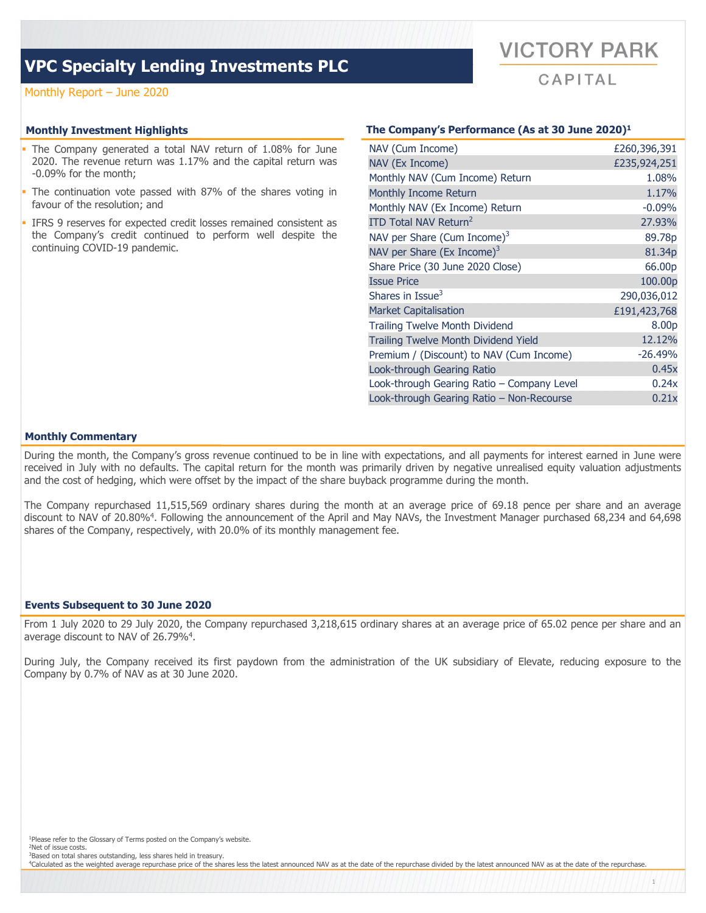# VPC Specialty Lending Investments PLC

VICTORY PARK CAPITAL

Monthly Report – June 2020

## Monthly Investment Highlights

- The Company generated a total NAV return of 1.08% for June 2020. The revenue return was 1.17% and the capital return was -0.09% for the month;
- The continuation vote passed with 87% of the shares voting in favour of the resolution; and
- IFRS 9 reserves for expected credit losses remained consistent as the Company's credit continued to perform well despite the continuing COVID-19 pandemic.

## The Company's Performance (As at 30 June 2020)[1]

| | |
|---|---|
| NAV (Cum Income) | £260,396,391 |
| NAV (Ex Income) | £235,924,251 |
| Monthly NAV (Cum Income) Return | 1.08% |
| Monthly Income Return | 1.17% |
| Monthly NAV (Ex Income) Return | -0.09% |
| ITD Total NAV Return[2] | 27.93% |
| NAV per Share (Cum Income)[3] | 89.78p |
| NAV per Share (Ex Income)[3] | 81.34p |
| Share Price (30 June 2020 Close) | 66.00p |
| Issue Price | 100.00p |
| Shares in Issue[3] | 290,036,012 |
| Market Capitalisation | £191,423,768 |
| Trailing Twelve Month Dividend | 8.00p |
| Trailing Twelve Month Dividend Yield | 12.12% |
| Premium / (Discount) to NAV (Cum Income) | -26.49% |
| Look-through Gearing Ratio | 0.45x |
| Look-through Gearing Ratio – Company Level | 0.24x |
| Look-through Gearing Ratio – Non-Recourse | 0.21x |

## Monthly Commentary

During the month, the Company's gross revenue continued to be in line with expectations, and all payments for interest earned in June were received in July with no defaults. The capital return for the month was primarily driven by negative unrealised equity valuation adjustments and the cost of hedging, which were offset by the impact of the share buyback programme during the month.

The Company repurchased 11,515,569 ordinary shares during the month at an average price of 69.18 pence per share and an average discount to NAV of 20.80%[4]. Following the announcement of the April and May NAVs, the Investment Manager purchased 68,234 and 64,698 shares of the Company, respectively, with 20.0% of its monthly management fee.

## Events Subsequent to 30 June 2020

From 1 July 2020 to 29 July 2020, the Company repurchased 3,218,615 ordinary shares at an average price of 65.02 pence per share and an average discount to NAV of 26.79%[4].

During July, the Company received its first paydown from the administration of the UK subsidiary of Elevate, reducing exposure to the Company by 0.7% of NAV as at 30 June 2020.

[1]Please refer to the Glossary of Terms posted on the Company's website.
[2]Net of issue costs.
[3]Based on total shares outstanding, less shares held in treasury.
[4]Calculated as the weighted average repurchase price of the shares less the latest announced NAV as at the date of the repurchase divided by the latest announced NAV as at the date of the repurchase.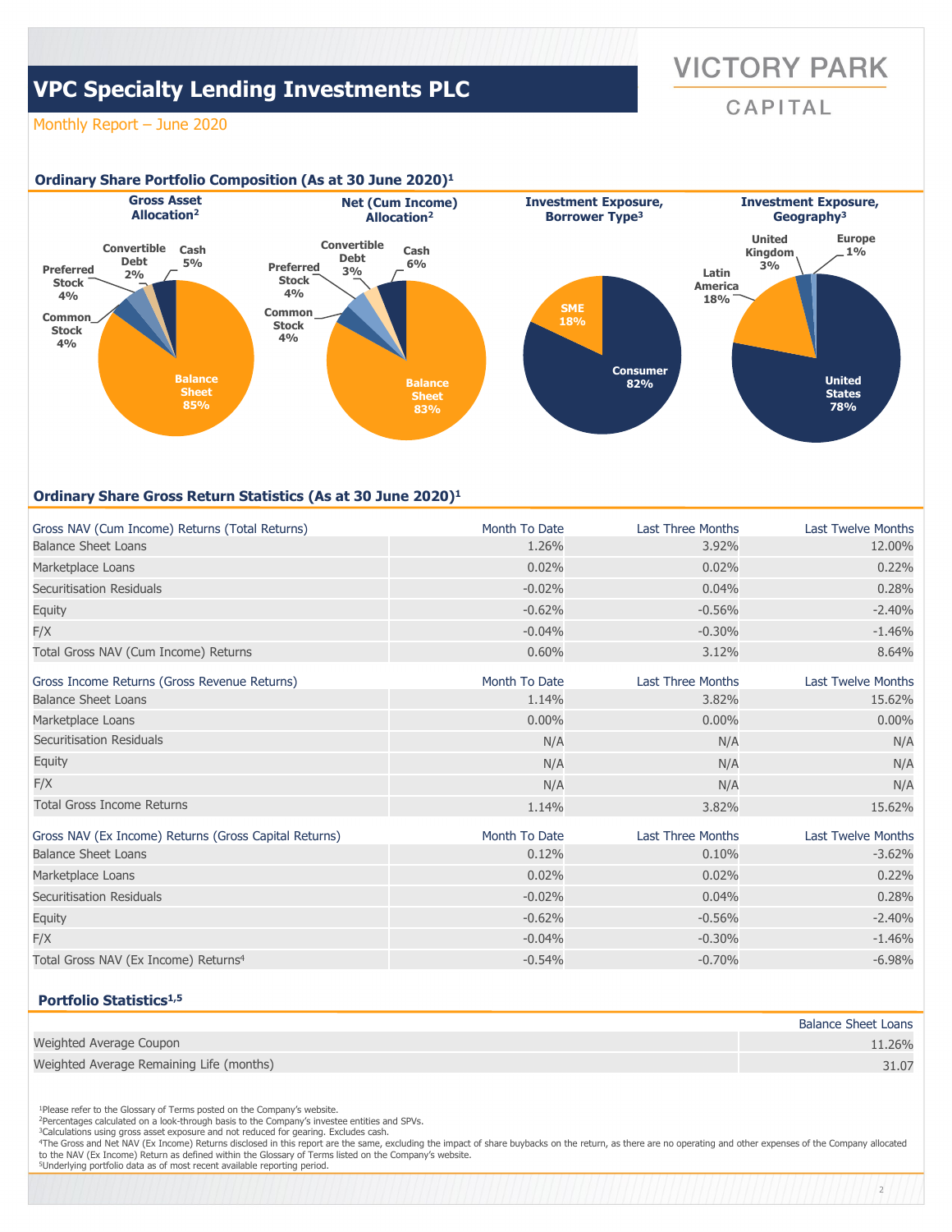# VPC Specialty Lending Investments PLC

VICTORY PARK CAPITAL

Monthly Report – June 2020

## Ordinary Share Portfolio Composition (As at 30 June 2020)[1]

**Gross Asset Allocation[2]**

- Balance Sheet 85%
- Common Stock 4%
- Preferred Stock 4%
- Convertible Debt 2%
- Cash 5%

**Net (Cum Income) Allocation[2]**

- Balance Sheet 83%
- Common Stock 4%
- Preferred Stock 4%
- Convertible Debt 3%
- Cash 6%

**Investment Exposure, Borrower Type[3]**

- Consumer 82%
- SME 18%

**Investment Exposure, Geography[3]**

- United States 78%
- Latin America 18%
- United Kingdom 3%
- Europe 1%

## Ordinary Share Gross Return Statistics (As at 30 June 2020)[1]

| Gross NAV (Cum Income) Returns (Total Returns) | Month To Date | Last Three Months | Last Twelve Months |
|---|---|---|---|
| Balance Sheet Loans | 1.26% | 3.92% | 12.00% |
| Marketplace Loans | 0.02% | 0.02% | 0.22% |
| Securitisation Residuals | -0.02% | 0.04% | 0.28% |
| Equity | -0.62% | -0.56% | -2.40% |
| F/X | -0.04% | -0.30% | -1.46% |
| Total Gross NAV (Cum Income) Returns | 0.60% | 3.12% | 8.64% |

| Gross Income Returns (Gross Revenue Returns) | Month To Date | Last Three Months | Last Twelve Months |
|---|---|---|---|
| Balance Sheet Loans | 1.14% | 3.82% | 15.62% |
| Marketplace Loans | 0.00% | 0.00% | 0.00% |
| Securitisation Residuals | N/A | N/A | N/A |
| Equity | N/A | N/A | N/A |
| F/X | N/A | N/A | N/A |
| Total Gross Income Returns | 1.14% | 3.82% | 15.62% |

| Gross NAV (Ex Income) Returns (Gross Capital Returns) | Month To Date | Last Three Months | Last Twelve Months |
|---|---|---|---|
| Balance Sheet Loans | 0.12% | 0.10% | -3.62% |
| Marketplace Loans | 0.02% | 0.02% | 0.22% |
| Securitisation Residuals | -0.02% | 0.04% | 0.28% |
| Equity | -0.62% | -0.56% | -2.40% |
| F/X | -0.04% | -0.30% | -1.46% |
| Total Gross NAV (Ex Income) Returns[4] | -0.54% | -0.70% | -6.98% |

## Portfolio Statistics[1,5]

| | Balance Sheet Loans |
|---|---|
| Weighted Average Coupon | 11.26% |
| Weighted Average Remaining Life (months) | 31.07 |

[1]Please refer to the Glossary of Terms posted on the Company's website.
[2]Percentages calculated on a look-through basis to the Company's investee entities and SPVs.
[3]Calculations using gross asset exposure and not reduced for gearing. Excludes cash.
[4]The Gross and Net NAV (Ex Income) Returns disclosed in this report are the same, excluding the impact of share buybacks on the return, as there are no operating and other expenses of the Company allocated to the NAV (Ex Income) Return as defined within the Glossary of Terms listed on the Company's website.
[5]Underlying portfolio data as of most recent available reporting period.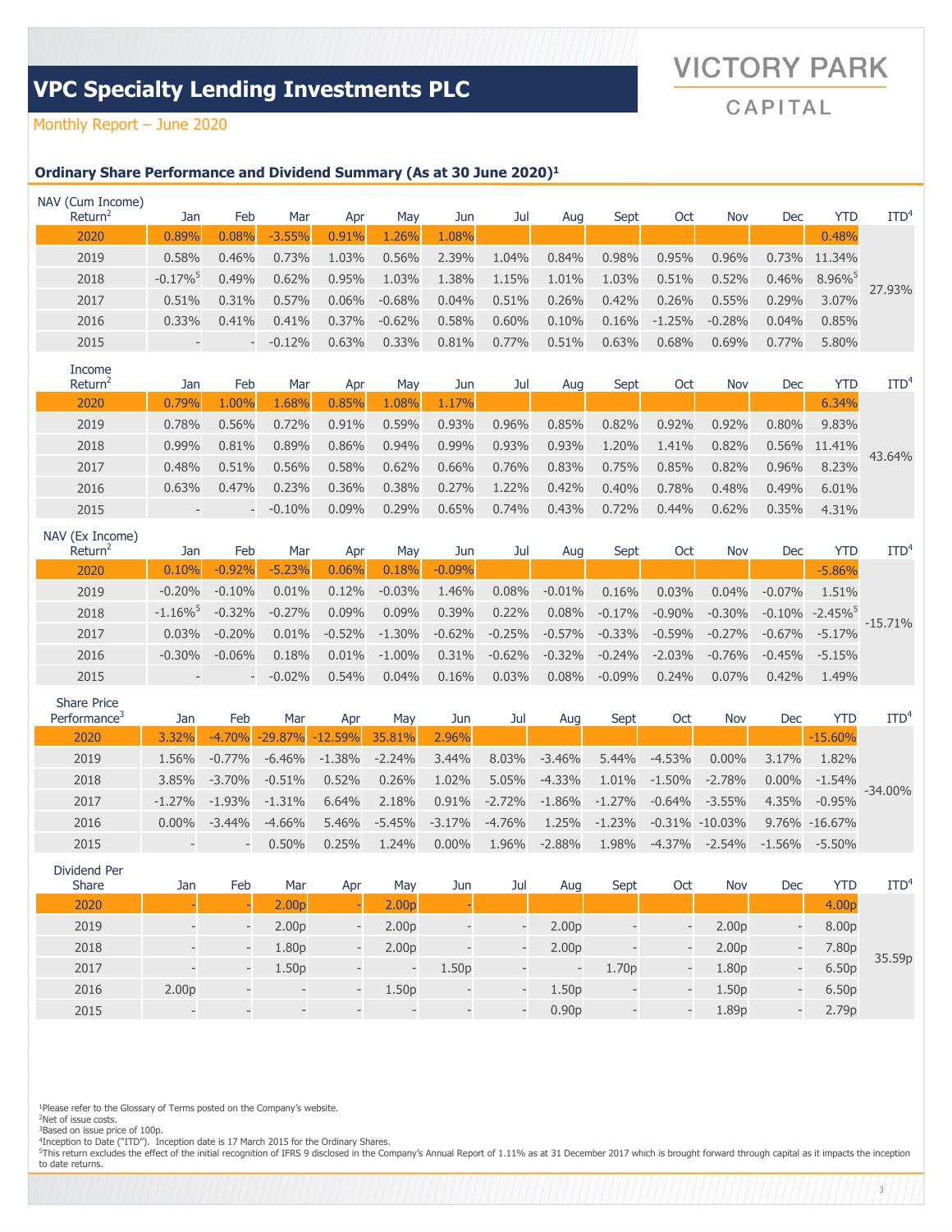# VPC Specialty Lending Investments PLC

Monthly Report – June 2020

VICTORY PARK CAPITAL

### Ordinary Share Performance and Dividend Summary (As at 30 June 2020)[1]

| NAV (Cum Income) Return[2] | Jan | Feb | Mar | Apr | May | Jun | Jul | Aug | Sept | Oct | Nov | Dec | YTD | ITD[4] |
|---|---|---|---|---|---|---|---|---|---|---|---|---|---|---|
| 2020 | 0.89% | 0.08% | -3.55% | 0.91% | 1.26% | 1.08% | | | | | | | 0.48% | 27.93% |
| 2019 | 0.58% | 0.46% | 0.73% | 1.03% | 0.56% | 2.39% | 1.04% | 0.84% | 0.98% | 0.95% | 0.96% | 0.73% | 11.34% | |
| 2018 | -0.17%[5] | 0.49% | 0.62% | 0.95% | 1.03% | 1.38% | 1.15% | 1.01% | 1.03% | 0.51% | 0.52% | 0.46% | 8.96%[5] | |
| 2017 | 0.51% | 0.31% | 0.57% | 0.06% | -0.68% | 0.04% | 0.51% | 0.26% | 0.42% | 0.26% | 0.55% | 0.29% | 3.07% | |
| 2016 | 0.33% | 0.41% | 0.41% | 0.37% | -0.62% | 0.58% | 0.60% | 0.10% | 0.16% | -1.25% | -0.28% | 0.04% | 0.85% | |
| 2015 | - | - | -0.12% | 0.63% | 0.33% | 0.81% | 0.77% | 0.51% | 0.63% | 0.68% | 0.69% | 0.77% | 5.80% | |

| Income Return[2] | Jan | Feb | Mar | Apr | May | Jun | Jul | Aug | Sept | Oct | Nov | Dec | YTD | ITD[4] |
|---|---|---|---|---|---|---|---|---|---|---|---|---|---|---|
| 2020 | 0.79% | 1.00% | 1.68% | 0.85% | 1.08% | 1.17% | | | | | | | 6.34% | 43.64% |
| 2019 | 0.78% | 0.56% | 0.72% | 0.91% | 0.59% | 0.93% | 0.96% | 0.85% | 0.82% | 0.92% | 0.92% | 0.80% | 9.83% | |
| 2018 | 0.99% | 0.81% | 0.89% | 0.86% | 0.94% | 0.99% | 0.93% | 0.93% | 1.20% | 1.41% | 0.82% | 0.56% | 11.41% | |
| 2017 | 0.48% | 0.51% | 0.56% | 0.58% | 0.62% | 0.66% | 0.76% | 0.83% | 0.75% | 0.85% | 0.82% | 0.96% | 8.23% | |
| 2016 | 0.63% | 0.47% | 0.23% | 0.36% | 0.38% | 0.27% | 1.22% | 0.42% | 0.40% | 0.78% | 0.48% | 0.49% | 6.01% | |
| 2015 | - | - | -0.10% | 0.09% | 0.29% | 0.65% | 0.74% | 0.43% | 0.72% | 0.44% | 0.62% | 0.35% | 4.31% | |

| NAV (Ex Income) Return[2] | Jan | Feb | Mar | Apr | May | Jun | Jul | Aug | Sept | Oct | Nov | Dec | YTD | ITD[4] |
|---|---|---|---|---|---|---|---|---|---|---|---|---|---|---|
| 2020 | 0.10% | -0.92% | -5.23% | 0.06% | 0.18% | -0.09% | | | | | | | -5.86% | -15.71% |
| 2019 | -0.20% | -0.10% | 0.01% | 0.12% | -0.03% | 1.46% | 0.08% | -0.01% | 0.16% | 0.03% | 0.04% | -0.07% | 1.51% | |
| 2018 | -1.16%[5] | -0.32% | -0.27% | 0.09% | 0.09% | 0.39% | 0.22% | 0.08% | -0.17% | -0.90% | -0.30% | -0.10% | -2.45%[5] | |
| 2017 | 0.03% | -0.20% | 0.01% | -0.52% | -1.30% | -0.62% | -0.25% | -0.57% | -0.33% | -0.59% | -0.27% | -0.67% | -5.17% | |
| 2016 | -0.30% | -0.06% | 0.18% | 0.01% | -1.00% | 0.31% | -0.62% | -0.32% | -0.24% | -2.03% | -0.76% | -0.45% | -5.15% | |
| 2015 | - | - | -0.02% | 0.54% | 0.04% | 0.16% | 0.03% | 0.08% | -0.09% | 0.24% | 0.07% | 0.42% | 1.49% | |

| Share Price Performance[3] | Jan | Feb | Mar | Apr | May | Jun | Jul | Aug | Sept | Oct | Nov | Dec | YTD | ITD[4] |
|---|---|---|---|---|---|---|---|---|---|---|---|---|---|---|
| 2020 | 3.32% | -4.70% | -29.87% | -12.59% | 35.81% | 2.96% | | | | | | | -15.60% | -34.00% |
| 2019 | 1.56% | -0.77% | -6.46% | -1.38% | -2.24% | 3.44% | 8.03% | -3.46% | 5.44% | -4.53% | 0.00% | 3.17% | 1.82% | |
| 2018 | 3.85% | -3.70% | -0.51% | 0.52% | 0.26% | 1.02% | 5.05% | -4.33% | 1.01% | -1.50% | -2.78% | 0.00% | -1.54% | |
| 2017 | -1.27% | -1.93% | -1.31% | 6.64% | 2.18% | 0.91% | -2.72% | -1.86% | -1.27% | -0.64% | -3.55% | 4.35% | -0.95% | |
| 2016 | 0.00% | -3.44% | -4.66% | 5.46% | -5.45% | -3.17% | -4.76% | 1.25% | -1.23% | -0.31% | -10.03% | 9.76% | -16.67% | |
| 2015 | - | - | 0.50% | 0.25% | 1.24% | 0.00% | 1.96% | -2.88% | 1.98% | -4.37% | -2.54% | -1.56% | -5.50% | |

| Dividend Per Share | Jan | Feb | Mar | Apr | May | Jun | Jul | Aug | Sept | Oct | Nov | Dec | YTD | ITD[4] |
|---|---|---|---|---|---|---|---|---|---|---|---|---|---|---|
| 2020 | - | - | 2.00p | - | 2.00p | - | | | | | | | 4.00p | 35.59p |
| 2019 | - | - | 2.00p | - | 2.00p | - | - | 2.00p | - | - | 2.00p | - | 8.00p | |
| 2018 | - | - | 1.80p | - | 2.00p | - | - | 2.00p | - | - | 2.00p | - | 7.80p | |
| 2017 | - | - | 1.50p | - | - | 1.50p | - | - | 1.70p | - | 1.80p | - | 6.50p | |
| 2016 | 2.00p | - | - | - | 1.50p | - | - | 1.50p | - | - | 1.50p | - | 6.50p | |
| 2015 | - | - | - | - | - | - | - | 0.90p | - | - | 1.89p | - | 2.79p | |

[1]Please refer to the Glossary of Terms posted on the Company's website.
[2]Net of issue costs.
[3]Based on issue price of 100p.
[4]Inception to Date ("ITD"). Inception date is 17 March 2015 for the Ordinary Shares.
[5]This return excludes the effect of the initial recognition of IFRS 9 disclosed in the Company's Annual Report of 1.11% as at 31 December 2017 which is brought forward through capital as it impacts the inception to date returns.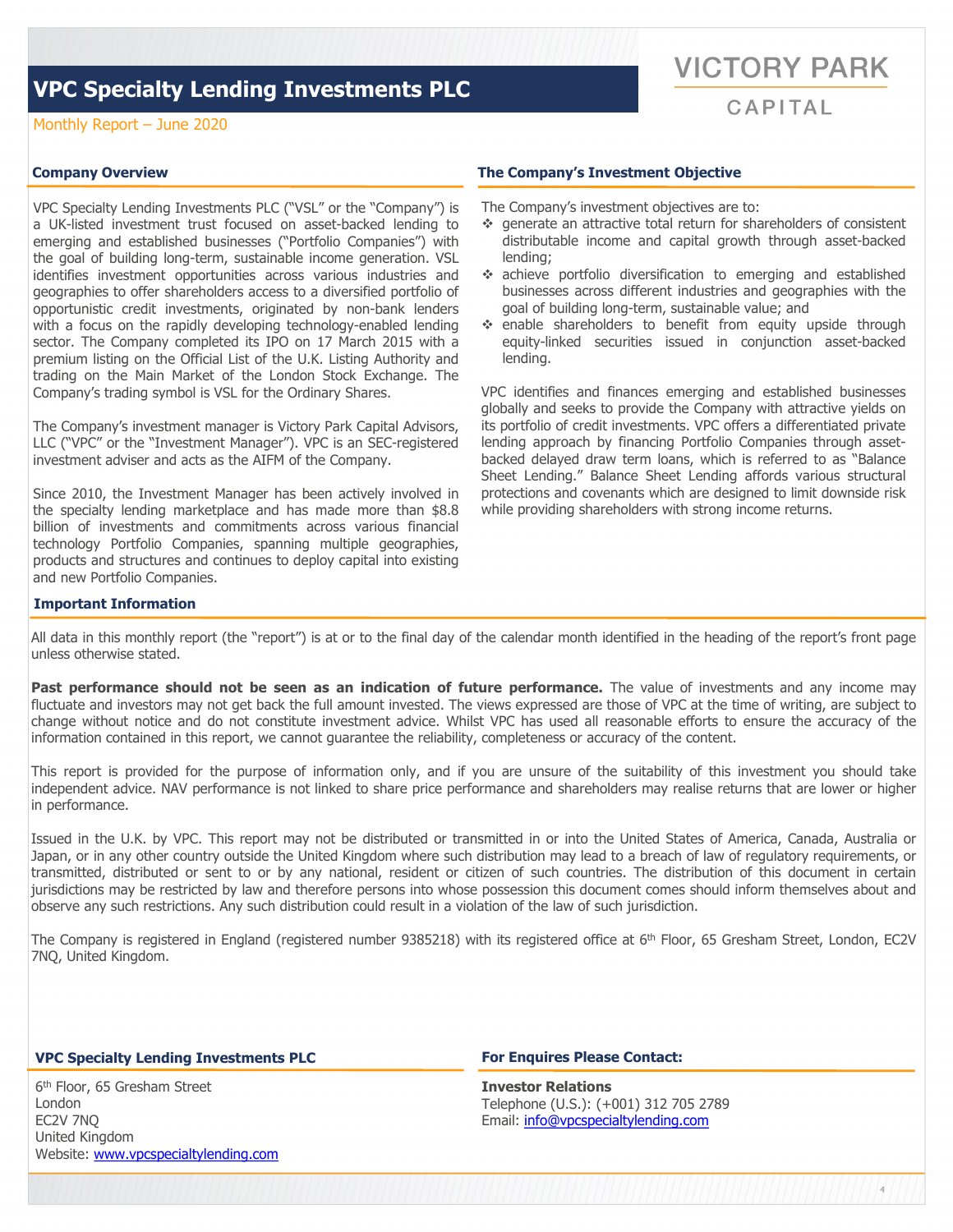# VPC Specialty Lending Investments PLC

VICTORY PARK CAPITAL

Monthly Report – June 2020

## Company Overview

VPC Specialty Lending Investments PLC ("VSL" or the "Company") is a UK-listed investment trust focused on asset-backed lending to emerging and established businesses ("Portfolio Companies") with the goal of building long-term, sustainable income generation. VSL identifies investment opportunities across various industries and geographies to offer shareholders access to a diversified portfolio of opportunistic credit investments, originated by non-bank lenders with a focus on the rapidly developing technology-enabled lending sector. The Company completed its IPO on 17 March 2015 with a premium listing on the Official List of the U.K. Listing Authority and trading on the Main Market of the London Stock Exchange. The Company's trading symbol is VSL for the Ordinary Shares.

The Company's investment manager is Victory Park Capital Advisors, LLC ("VPC" or the "Investment Manager"). VPC is an SEC-registered investment adviser and acts as the AIFM of the Company.

Since 2010, the Investment Manager has been actively involved in the specialty lending marketplace and has made more than $8.8 billion of investments and commitments across various financial technology Portfolio Companies, spanning multiple geographies, products and structures and continues to deploy capital into existing and new Portfolio Companies.

## The Company's Investment Objective

The Company's investment objectives are to:

- generate an attractive total return for shareholders of consistent distributable income and capital growth through asset-backed lending;
- achieve portfolio diversification to emerging and established businesses across different industries and geographies with the goal of building long-term, sustainable value; and
- enable shareholders to benefit from equity upside through equity-linked securities issued in conjunction asset-backed lending.

VPC identifies and finances emerging and established businesses globally and seeks to provide the Company with attractive yields on its portfolio of credit investments. VPC offers a differentiated private lending approach by financing Portfolio Companies through asset-backed delayed draw term loans, which is referred to as "Balance Sheet Lending." Balance Sheet Lending affords various structural protections and covenants which are designed to limit downside risk while providing shareholders with strong income returns.

## Important Information

All data in this monthly report (the "report") is at or to the final day of the calendar month identified in the heading of the report's front page unless otherwise stated.

**Past performance should not be seen as an indication of future performance.** The value of investments and any income may fluctuate and investors may not get back the full amount invested. The views expressed are those of VPC at the time of writing, are subject to change without notice and do not constitute investment advice. Whilst VPC has used all reasonable efforts to ensure the accuracy of the information contained in this report, we cannot guarantee the reliability, completeness or accuracy of the content.

This report is provided for the purpose of information only, and if you are unsure of the suitability of this investment you should take independent advice. NAV performance is not linked to share price performance and shareholders may realise returns that are lower or higher in performance.

Issued in the U.K. by VPC. This report may not be distributed or transmitted in or into the United States of America, Canada, Australia or Japan, or in any other country outside the United Kingdom where such distribution may lead to a breach of law of regulatory requirements, or transmitted, distributed or sent to or by any national, resident or citizen of such countries. The distribution of this document in certain jurisdictions may be restricted by law and therefore persons into whose possession this document comes should inform themselves about and observe any such restrictions. Any such distribution could result in a violation of the law of such jurisdiction.

The Company is registered in England (registered number 9385218) with its registered office at 6th Floor, 65 Gresham Street, London, EC2V 7NQ, United Kingdom.

## VPC Specialty Lending Investments PLC

6th Floor, 65 Gresham Street
London
EC2V 7NQ
United Kingdom
Website: www.vpcspecialtylending.com

## For Enquires Please Contact:

**Investor Relations**
Telephone (U.S.): (+001) 312 705 2789
Email: info@vpcspecialtylending.com